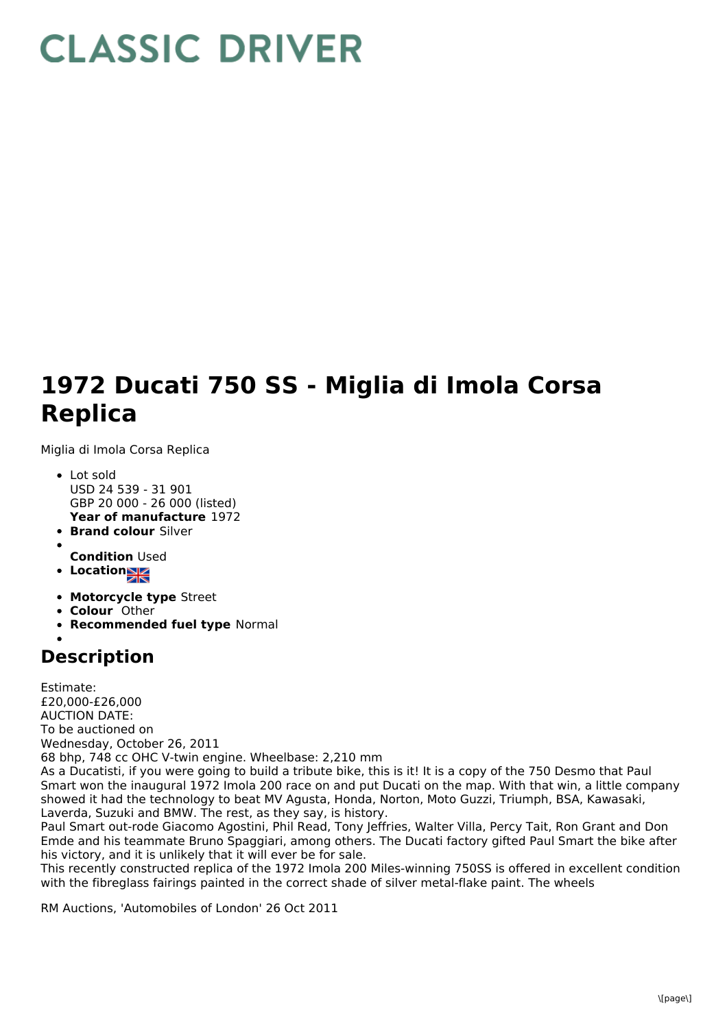# CLASSIC DRIVER

# 1972 Ducati 750 SS - Miglia di Imola Corsa Replica

Miglia di Imola Corsa Replica

- Lot sold
  USD 24 539 - 31 901
  GBP 20 000 - 26 000 (listed)
  **Year of manufacture** 1972
- **Brand colour** Silver
- 
  **Condition** Used
- **Location**
- **Motorcycle type** Street
- **Colour** Other
- **Recommended fuel type** Normal
- 

## Description

Estimate:
£20,000-£26,000
AUCTION DATE:
To be auctioned on
Wednesday, October 26, 2011
68 bhp, 748 cc OHC V-twin engine. Wheelbase: 2,210 mm
As a Ducatisti, if you were going to build a tribute bike, this is it! It is a copy of the 750 Desmo that Paul Smart won the inaugural 1972 Imola 200 race on and put Ducati on the map. With that win, a little company showed it had the technology to beat MV Agusta, Honda, Norton, Moto Guzzi, Triumph, BSA, Kawasaki, Laverda, Suzuki and BMW. The rest, as they say, is history.
Paul Smart out-rode Giacomo Agostini, Phil Read, Tony Jeffries, Walter Villa, Percy Tait, Ron Grant and Don Emde and his teammate Bruno Spaggiari, among others. The Ducati factory gifted Paul Smart the bike after his victory, and it is unlikely that it will ever be for sale.
This recently constructed replica of the 1972 Imola 200 Miles-winning 750SS is offered in excellent condition with the fibreglass fairings painted in the correct shade of silver metal-flake paint. The wheels

RM Auctions, 'Automobiles of London' 26 Oct 2011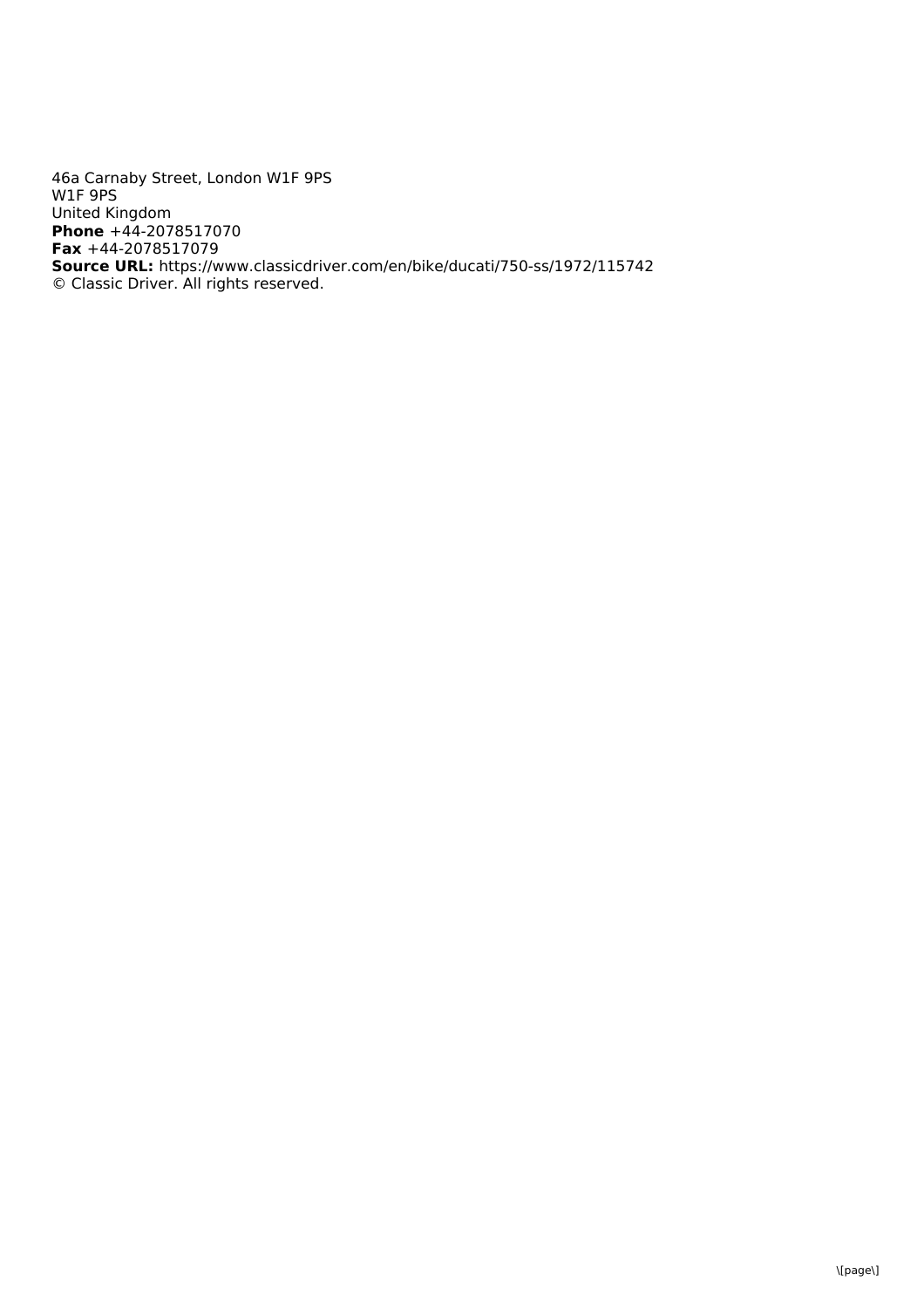46a Carnaby Street, London W1F 9PS
W1F 9PS
United Kingdom
**Phone** +44-2078517070
**Fax** +44-2078517079
**Source URL:** https://www.classicdriver.com/en/bike/ducati/750-ss/1972/115742
© Classic Driver. All rights reserved.